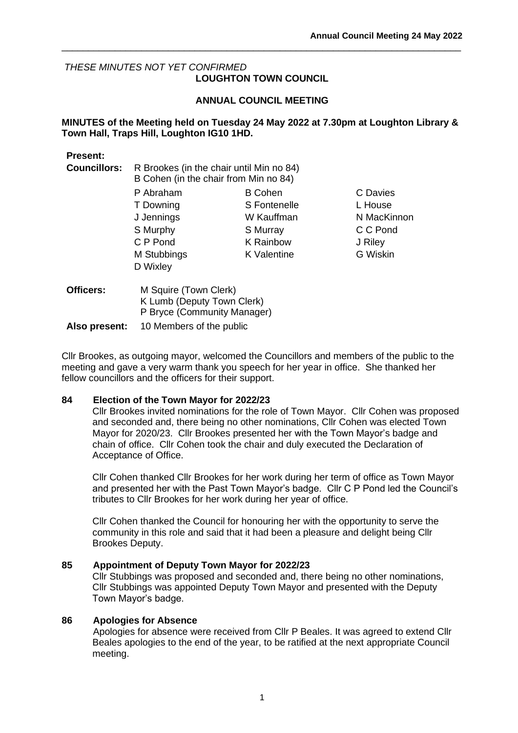*THESE MINUTES NOT YET CONFIRMED*

# LOUGHTON TOWN COUNCIL

## ANNUAL COUNCIL MEETING

**MINUTES of the Meeting held on Tuesday 24 May 2022 at 7.30pm at Loughton Library & Town Hall, Traps Hill, Loughton IG10 1HD.**

**Present:**

**Councillors:** R Brookes (in the chair until Min no 84)
B Cohen (in the chair from Min no 84)

| | | |
|---|---|---|
| P Abraham | B Cohen | C Davies |
| T Downing | S Fontenelle | L House |
| J Jennings | W Kauffman | N MacKinnon |
| S Murphy | S Murray | C C Pond |
| C P Pond | K Rainbow | J Riley |
| M Stubbings | K Valentine | G Wiskin |
| D Wixley | | |

**Officers:** M Squire (Town Clerk)
K Lumb (Deputy Town Clerk)
P Bryce (Community Manager)

**Also present:** 10 Members of the public

Cllr Brookes, as outgoing mayor, welcomed the Councillors and members of the public to the meeting and gave a very warm thank you speech for her year in office. She thanked her fellow councillors and the officers for their support.

### 84 Election of the Town Mayor for 2022/23

Cllr Brookes invited nominations for the role of Town Mayor. Cllr Cohen was proposed and seconded and, there being no other nominations, Cllr Cohen was elected Town Mayor for 2020/23. Cllr Brookes presented her with the Town Mayor's badge and chain of office. Cllr Cohen took the chair and duly executed the Declaration of Acceptance of Office.

Cllr Cohen thanked Cllr Brookes for her work during her term of office as Town Mayor and presented her with the Past Town Mayor's badge. Cllr C P Pond led the Council's tributes to Cllr Brookes for her work during her year of office.

Cllr Cohen thanked the Council for honouring her with the opportunity to serve the community in this role and said that it had been a pleasure and delight being Cllr Brookes Deputy.

### 85 Appointment of Deputy Town Mayor for 2022/23

Cllr Stubbings was proposed and seconded and, there being no other nominations, Cllr Stubbings was appointed Deputy Town Mayor and presented with the Deputy Town Mayor's badge.

### 86 Apologies for Absence

Apologies for absence were received from Cllr P Beales. It was agreed to extend Cllr Beales apologies to the end of the year, to be ratified at the next appropriate Council meeting.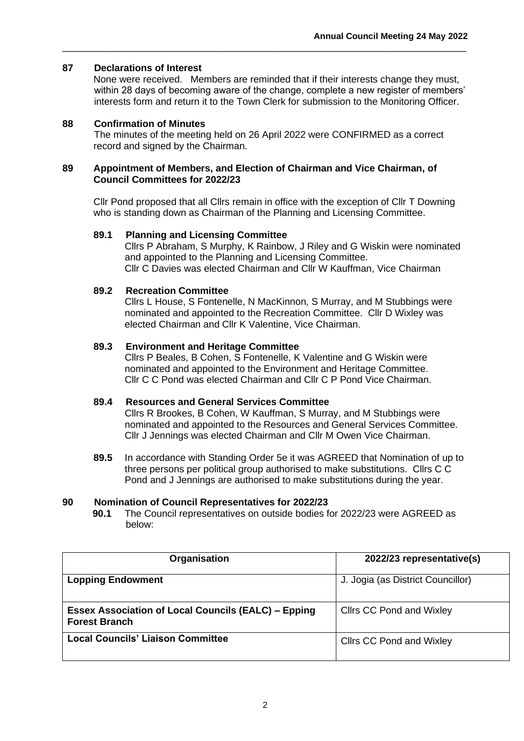## 87 Declarations of Interest

None were received. Members are reminded that if their interests change they must, within 28 days of becoming aware of the change, complete a new register of members' interests form and return it to the Town Clerk for submission to the Monitoring Officer.

## 88 Confirmation of Minutes

The minutes of the meeting held on 26 April 2022 were CONFIRMED as a correct record and signed by the Chairman.

## 89 Appointment of Members, and Election of Chairman and Vice Chairman, of Council Committees for 2022/23

Cllr Pond proposed that all Cllrs remain in office with the exception of Cllr T Downing who is standing down as Chairman of the Planning and Licensing Committee.

### 89.1 Planning and Licensing Committee

Cllrs P Abraham, S Murphy, K Rainbow, J Riley and G Wiskin were nominated and appointed to the Planning and Licensing Committee.
Cllr C Davies was elected Chairman and Cllr W Kauffman, Vice Chairman

### 89.2 Recreation Committee

Cllrs L House, S Fontenelle, N MacKinnon, S Murray, and M Stubbings were nominated and appointed to the Recreation Committee. Cllr D Wixley was elected Chairman and Cllr K Valentine, Vice Chairman.

### 89.3 Environment and Heritage Committee

Cllrs P Beales, B Cohen, S Fontenelle, K Valentine and G Wiskin were nominated and appointed to the Environment and Heritage Committee.
Cllr C C Pond was elected Chairman and Cllr C P Pond Vice Chairman.

### 89.4 Resources and General Services Committee

Cllrs R Brookes, B Cohen, W Kauffman, S Murray, and M Stubbings were nominated and appointed to the Resources and General Services Committee.
Cllr J Jennings was elected Chairman and Cllr M Owen Vice Chairman.

**89.5** In accordance with Standing Order 5e it was AGREED that Nomination of up to three persons per political group authorised to make substitutions. Cllrs C C Pond and J Jennings are authorised to make substitutions during the year.

## 90 Nomination of Council Representatives for 2022/23

**90.1** The Council representatives on outside bodies for 2022/23 were AGREED as below:

| Organisation | 2022/23 representative(s) |
|---|---|
| **Lopping Endowment** | J. Jogia (as District Councillor) |
| **Essex Association of Local Councils (EALC) – Epping Forest Branch** | Cllrs CC Pond and Wixley |
| **Local Councils' Liaison Committee** | Cllrs CC Pond and Wixley |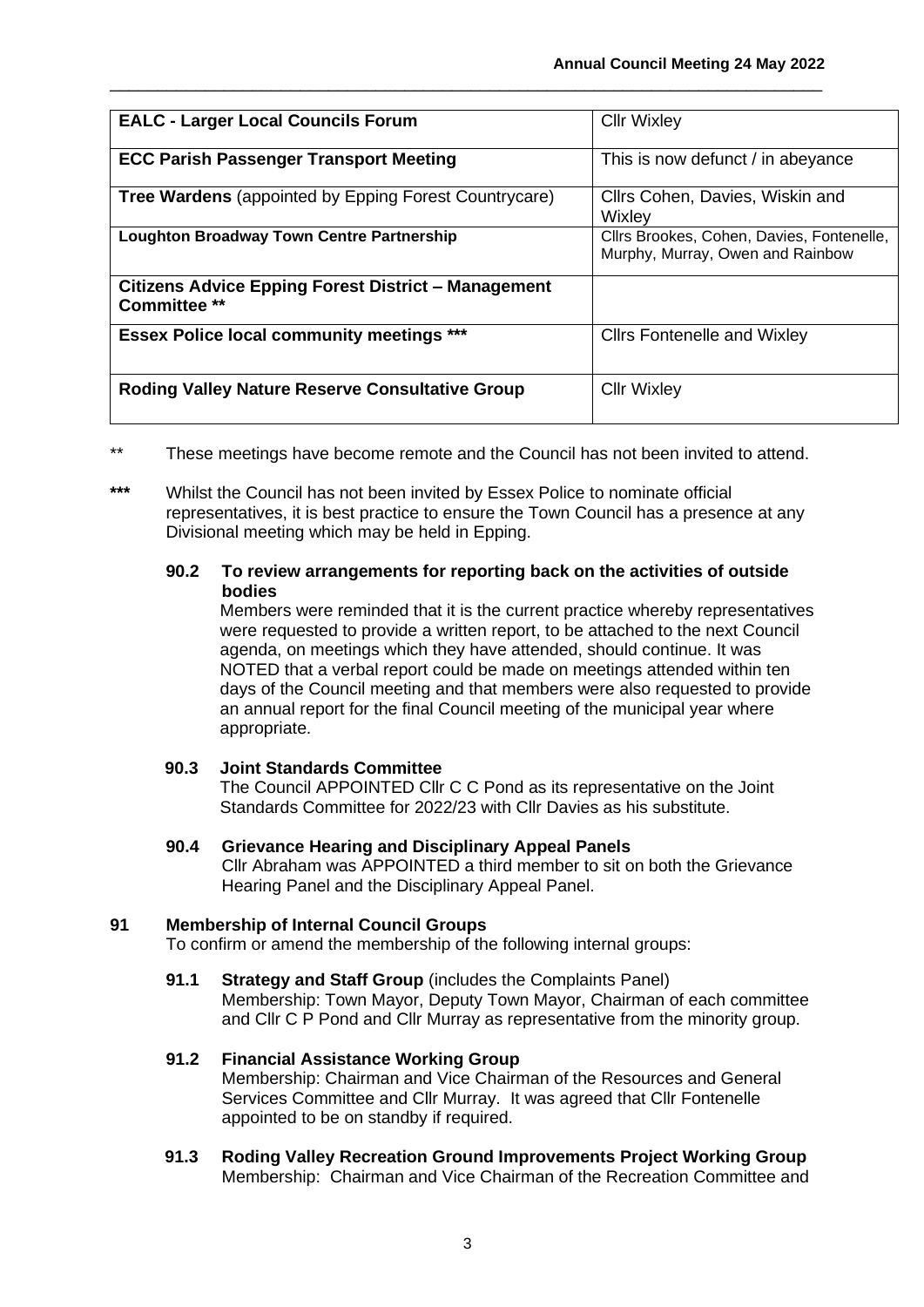| EALC - Larger Local Councils Forum | Cllr Wixley |
|---|---|
| **ECC Parish Passenger Transport Meeting** | This is now defunct / in abeyance |
| **Tree Wardens** (appointed by Epping Forest Countrycare) | Cllrs Cohen, Davies, Wiskin and Wixley |
| **Loughton Broadway Town Centre Partnership** | Cllrs Brookes, Cohen, Davies, Fontenelle, Murphy, Murray, Owen and Rainbow |
| **Citizens Advice Epping Forest District – Management Committee \*\*** | |
| **Essex Police local community meetings \*\*\*** | Cllrs Fontenelle and Wixley |
| **Roding Valley Nature Reserve Consultative Group** | Cllr Wixley |

** These meetings have become remote and the Council has not been invited to attend.

**\*\*\*** Whilst the Council has not been invited by Essex Police to nominate official representatives, it is best practice to ensure the Town Council has a presence at any Divisional meeting which may be held in Epping.

**90.2 To review arrangements for reporting back on the activities of outside bodies**

Members were reminded that it is the current practice whereby representatives were requested to provide a written report, to be attached to the next Council agenda, on meetings which they have attended, should continue. It was NOTED that a verbal report could be made on meetings attended within ten days of the Council meeting and that members were also requested to provide an annual report for the final Council meeting of the municipal year where appropriate.

**90.3 Joint Standards Committee**

The Council APPOINTED Cllr C C Pond as its representative on the Joint Standards Committee for 2022/23 with Cllr Davies as his substitute.

**90.4 Grievance Hearing and Disciplinary Appeal Panels**

Cllr Abraham was APPOINTED a third member to sit on both the Grievance Hearing Panel and the Disciplinary Appeal Panel.

## 91 Membership of Internal Council Groups

To confirm or amend the membership of the following internal groups:

**91.1 Strategy and Staff Group** (includes the Complaints Panel)

Membership: Town Mayor, Deputy Town Mayor, Chairman of each committee and Cllr C P Pond and Cllr Murray as representative from the minority group.

**91.2 Financial Assistance Working Group**

Membership: Chairman and Vice Chairman of the Resources and General Services Committee and Cllr Murray. It was agreed that Cllr Fontenelle appointed to be on standby if required.

**91.3 Roding Valley Recreation Ground Improvements Project Working Group**

Membership: Chairman and Vice Chairman of the Recreation Committee and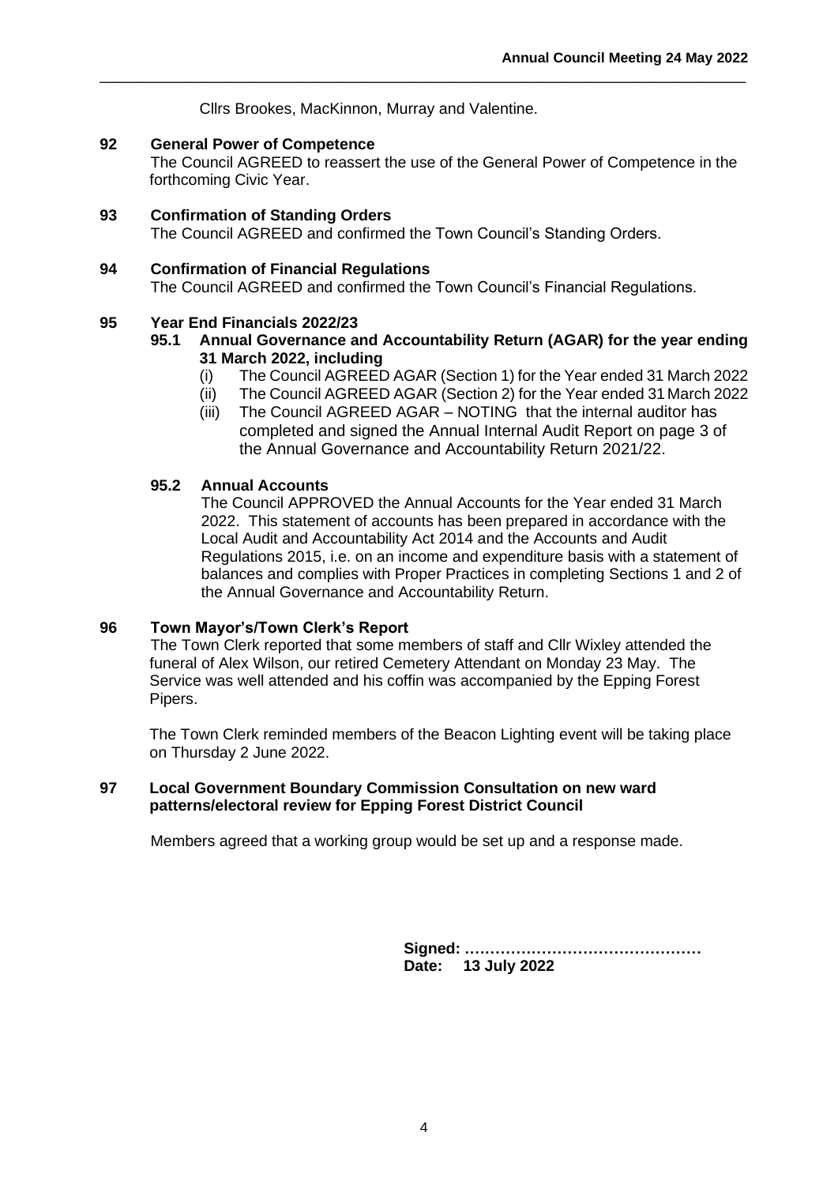Cllrs Brookes, MacKinnon, Murray and Valentine.

**92 General Power of Competence**

The Council AGREED to reassert the use of the General Power of Competence in the forthcoming Civic Year.

**93 Confirmation of Standing Orders**

The Council AGREED and confirmed the Town Council's Standing Orders.

**94 Confirmation of Financial Regulations**

The Council AGREED and confirmed the Town Council's Financial Regulations.

**95 Year End Financials 2022/23**

**95.1 Annual Governance and Accountability Return (AGAR) for the year ending 31 March 2022, including**

(i) The Council AGREED AGAR (Section 1) for the Year ended 31 March 2022

(ii) The Council AGREED AGAR (Section 2) for the Year ended 31 March 2022

(iii) The Council AGREED AGAR – NOTING that the internal auditor has completed and signed the Annual Internal Audit Report on page 3 of the Annual Governance and Accountability Return 2021/22.

**95.2 Annual Accounts**

The Council APPROVED the Annual Accounts for the Year ended 31 March 2022. This statement of accounts has been prepared in accordance with the Local Audit and Accountability Act 2014 and the Accounts and Audit Regulations 2015, i.e. on an income and expenditure basis with a statement of balances and complies with Proper Practices in completing Sections 1 and 2 of the Annual Governance and Accountability Return.

**96 Town Mayor's/Town Clerk's Report**

The Town Clerk reported that some members of staff and Cllr Wixley attended the funeral of Alex Wilson, our retired Cemetery Attendant on Monday 23 May. The Service was well attended and his coffin was accompanied by the Epping Forest Pipers.

The Town Clerk reminded members of the Beacon Lighting event will be taking place on Thursday 2 June 2022.

**97 Local Government Boundary Commission Consultation on new ward patterns/electoral review for Epping Forest District Council**

Members agreed that a working group would be set up and a response made.

**Signed: ………………………………………**
**Date: 13 July 2022**